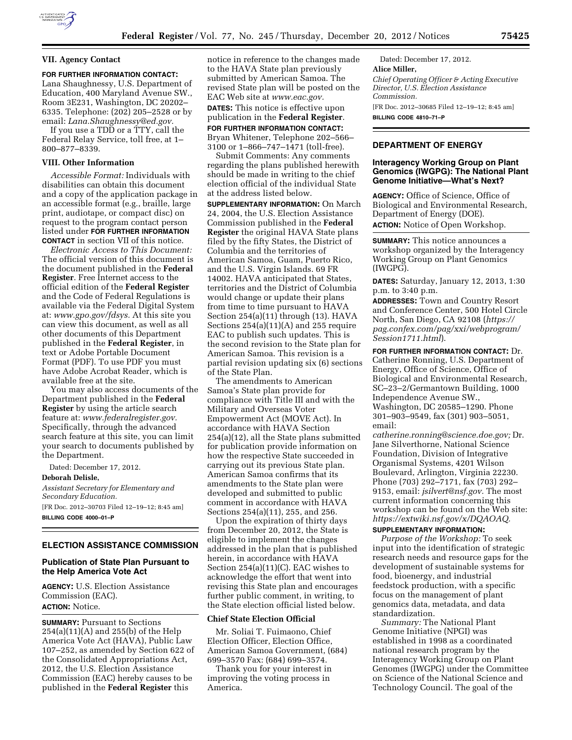## VII. Agency Contact

**FOR FURTHER INFORMATION CONTACT:** Lana Shaughnessy, U.S. Department of Education, 400 Maryland Avenue SW., Room 3E231, Washington, DC 20202–6335. Telephone: (202) 205–2528 or by email: *Lana.Shaughnessy@ed.gov.*

If you use a TDD or a TTY, call the Federal Relay Service, toll free, at 1–800–877–8339.

## VIII. Other Information

*Accessible Format:* Individuals with disabilities can obtain this document and a copy of the application package in an accessible format (e.g., braille, large print, audiotape, or compact disc) on request to the program contact person listed under **FOR FURTHER INFORMATION CONTACT** in section VII of this notice.

*Electronic Access to This Document:* The official version of this document is the document published in the **Federal Register**. Free Internet access to the official edition of the **Federal Register** and the Code of Federal Regulations is available via the Federal Digital System at: *www.gpo.gov/fdsys.* At this site you can view this document, as well as all other documents of this Department published in the **Federal Register**, in text or Adobe Portable Document Format (PDF). To use PDF you must have Adobe Acrobat Reader, which is available free at the site.

You may also access documents of the Department published in the **Federal Register** by using the article search feature at: *www.federalregister.gov.* Specifically, through the advanced search feature at this site, you can limit your search to documents published by the Department.

Dated: December 17, 2012.

**Deborah Delisle,**

*Assistant Secretary for Elementary and Secondary Education.*

[FR Doc. 2012–30703 Filed 12–19–12; 8:45 am]

**BILLING CODE 4000–01–P**

---

# ELECTION ASSISTANCE COMMISSION

## Publication of State Plan Pursuant to the Help America Vote Act

**AGENCY:** U.S. Election Assistance Commission (EAC).

**ACTION:** Notice.

**SUMMARY:** Pursuant to Sections 254(a)(11)(A) and 255(b) of the Help America Vote Act (HAVA), Public Law 107–252, as amended by Section 622 of the Consolidated Appropriations Act, 2012, the U.S. Election Assistance Commission (EAC) hereby causes to be published in the **Federal Register** this notice in reference to the changes made to the HAVA State plan previously submitted by American Samoa. The revised State plan will be posted on the EAC Web site at *www.eac.gov.*

**DATES:** This notice is effective upon publication in the **Federal Register**.

**FOR FURTHER INFORMATION CONTACT:** Bryan Whitener, Telephone 202–566–3100 or 1–866–747–1471 (toll-free).

Submit Comments: Any comments regarding the plans published herewith should be made in writing to the chief election official of the individual State at the address listed below.

**SUPPLEMENTARY INFORMATION:** On March 24, 2004, the U.S. Election Assistance Commission published in the **Federal Register** the original HAVA State plans filed by the fifty States, the District of Columbia and the territories of American Samoa, Guam, Puerto Rico, and the U.S. Virgin Islands. 69 FR 14002. HAVA anticipated that States, territories and the District of Columbia would change or update their plans from time to time pursuant to HAVA Section 254(a)(11) through (13). HAVA Sections 254(a)(11)(A) and 255 require EAC to publish such updates. This is the second revision to the State plan for American Samoa. This revision is a partial revision updating six (6) sections of the State Plan.

The amendments to American Samoa's State plan provide for compliance with Title III and with the Military and Overseas Voter Empowerment Act (MOVE Act). In accordance with HAVA Section 254(a)(12), all the State plans submitted for publication provide information on how the respective State succeeded in carrying out its previous State plan. American Samoa confirms that its amendments to the State plan were developed and submitted to public comment in accordance with HAVA Sections 254(a)(11), 255, and 256.

Upon the expiration of thirty days from December 20, 2012, the State is eligible to implement the changes addressed in the plan that is published herein, in accordance with HAVA Section 254(a)(11)(C). EAC wishes to acknowledge the effort that went into revising this State plan and encourages further public comment, in writing, to the State election official listed below.

### Chief State Election Official

Mr. Soliai T. Fuimaono, Chief Election Officer, Election Office, American Samoa Government, (684) 699–3570 Fax: (684) 699–3574.

Thank you for your interest in improving the voting process in America.

Dated: December 17, 2012.

**Alice Miller,**

*Chief Operating Officer & Acting Executive Director, U.S. Election Assistance Commission.*

[FR Doc. 2012–30685 Filed 12–19–12; 8:45 am]

**BILLING CODE 4810–71–P**

---

# DEPARTMENT OF ENERGY

## Interagency Working Group on Plant Genomics (IWGPG): The National Plant Genome Initiative—What's Next?

**AGENCY:** Office of Science, Office of Biological and Environmental Research, Department of Energy (DOE).

**ACTION:** Notice of Open Workshop.

**SUMMARY:** This notice announces a workshop organized by the Interagency Working Group on Plant Genomics (IWGPG).

**DATES:** Saturday, January 12, 2013, 1:30 p.m. to 3:40 p.m.

**ADDRESSES:** Town and Country Resort and Conference Center, 500 Hotel Circle North, San Diego, CA 92108 (*https://pag.confex.com/pag/xxi/webprogram/Session1711.html*).

**FOR FURTHER INFORMATION CONTACT:** Dr. Catherine Ronning, U.S. Department of Energy, Office of Science, Office of Biological and Environmental Research, SC–23–2/Germantown Building, 1000 Independence Avenue SW., Washington, DC 20585–1290. Phone 301–903–9549, fax (301) 903–5051, email: *catherine.ronning@science.doe.gov;* Dr. Jane Silverthorne, National Science Foundation, Division of Integrative Organismal Systems, 4201 Wilson Boulevard, Arlington, Virginia 22230. Phone (703) 292–7171, fax (703) 292–9153, email: *jsilvert@nsf.gov.* The most current information concerning this workshop can be found on the Web site: *https://extwiki.nsf.gov/x/DQAOAQ.*

**SUPPLEMENTARY INFORMATION:**

*Purpose of the Workshop:* To seek input into the identification of strategic research needs and resource gaps for the development of sustainable systems for food, bioenergy, and industrial feedstock production, with a specific focus on the management of plant genomics data, metadata, and data standardization.

*Summary:* The National Plant Genome Initiative (NPGI) was established in 1998 as a coordinated national research program by the Interagency Working Group on Plant Genomes (IWGPG) under the Committee on Science of the National Science and Technology Council. The goal of the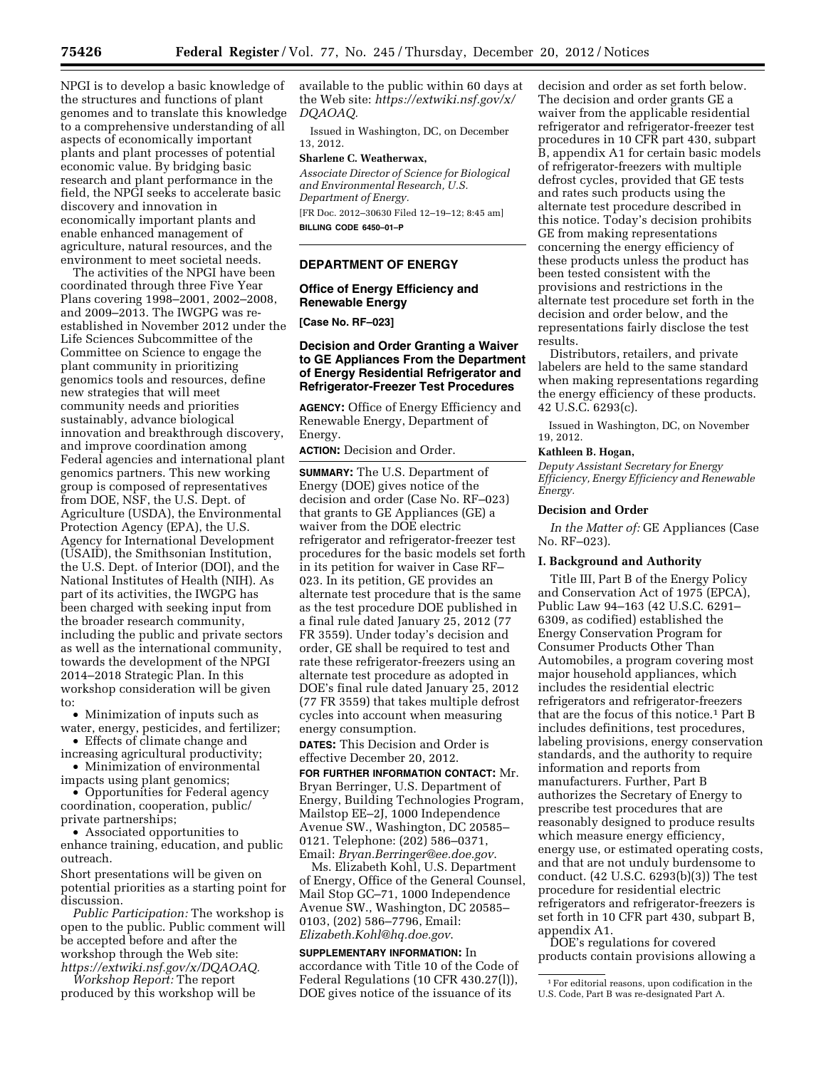NPGI is to develop a basic knowledge of the structures and functions of plant genomes and to translate this knowledge to a comprehensive understanding of all aspects of economically important plants and plant processes of potential economic value. By bridging basic research and plant performance in the field, the NPGI seeks to accelerate basic discovery and innovation in economically important plants and enable enhanced management of agriculture, natural resources, and the environment to meet societal needs.

The activities of the NPGI have been coordinated through three Five Year Plans covering 1998–2001, 2002–2008, and 2009–2013. The IWGPG was re-established in November 2012 under the Life Sciences Subcommittee of the Committee on Science to engage the plant community in prioritizing genomics tools and resources, define new strategies that will meet community needs and priorities sustainably, advance biological innovation and breakthrough discovery, and improve coordination among Federal agencies and international plant genomics partners. This new working group is composed of representatives from DOE, NSF, the U.S. Dept. of Agriculture (USDA), the Environmental Protection Agency (EPA), the U.S. Agency for International Development (USAID), the Smithsonian Institution, the U.S. Dept. of Interior (DOI), and the National Institutes of Health (NIH). As part of its activities, the IWGPG has been charged with seeking input from the broader research community, including the public and private sectors as well as the international community, towards the development of the NPGI 2014–2018 Strategic Plan. In this workshop consideration will be given to:

- Minimization of inputs such as water, energy, pesticides, and fertilizer;
- Effects of climate change and increasing agricultural productivity;
- Minimization of environmental impacts using plant genomics;
- Opportunities for Federal agency coordination, cooperation, public/private partnerships;
- Associated opportunities to enhance training, education, and public outreach.

Short presentations will be given on potential priorities as a starting point for discussion.

*Public Participation:* The workshop is open to the public. Public comment will be accepted before and after the workshop through the Web site: *https://extwiki.nsf.gov/x/DQAOAQ.*

*Workshop Report:* The report produced by this workshop will be available to the public within 60 days at the Web site: *https://extwiki.nsf.gov/x/DQAOAQ.*

Issued in Washington, DC, on December 13, 2012.

**Sharlene C. Weatherwax,**

*Associate Director of Science for Biological and Environmental Research, U.S. Department of Energy.*

[FR Doc. 2012–30630 Filed 12–19–12; 8:45 am]

**BILLING CODE 6450–01–P**

## DEPARTMENT OF ENERGY

### Office of Energy Efficiency and Renewable Energy

**[Case No. RF–023]**

### Decision and Order Granting a Waiver to GE Appliances From the Department of Energy Residential Refrigerator and Refrigerator-Freezer Test Procedures

**AGENCY:** Office of Energy Efficiency and Renewable Energy, Department of Energy.

**ACTION:** Decision and Order.

**SUMMARY:** The U.S. Department of Energy (DOE) gives notice of the decision and order (Case No. RF–023) that grants to GE Appliances (GE) a waiver from the DOE electric refrigerator and refrigerator-freezer test procedures for the basic models set forth in its petition for waiver in Case RF–023. In its petition, GE provides an alternate test procedure that is the same as the test procedure DOE published in a final rule dated January 25, 2012 (77 FR 3559). Under today's decision and order, GE shall be required to test and rate these refrigerator-freezers using an alternate test procedure as adopted in DOE's final rule dated January 25, 2012 (77 FR 3559) that takes multiple defrost cycles into account when measuring energy consumption.

**DATES:** This Decision and Order is effective December 20, 2012.

**FOR FURTHER INFORMATION CONTACT:** Mr. Bryan Berringer, U.S. Department of Energy, Building Technologies Program, Mailstop EE–2J, 1000 Independence Avenue SW., Washington, DC 20585–0121. Telephone: (202) 586–0371, Email: *Bryan.Berringer@ee.doe.gov*.

Ms. Elizabeth Kohl, U.S. Department of Energy, Office of the General Counsel, Mail Stop GC–71, 1000 Independence Avenue SW., Washington, DC 20585–0103, (202) 586–7796, Email: *Elizabeth.Kohl@hq.doe.gov*.

**SUPPLEMENTARY INFORMATION:** In accordance with Title 10 of the Code of Federal Regulations (10 CFR 430.27(l)), DOE gives notice of the issuance of its decision and order as set forth below. The decision and order grants GE a waiver from the applicable residential refrigerator and refrigerator-freezer test procedures in 10 CFR part 430, subpart B, appendix A1 for certain basic models of refrigerator-freezers with multiple defrost cycles, provided that GE tests and rates such products using the alternate test procedure described in this notice. Today's decision prohibits GE from making representations concerning the energy efficiency of these products unless the product has been tested consistent with the provisions and restrictions in the alternate test procedure set forth in the decision and order below, and the representations fairly disclose the test results.

Distributors, retailers, and private labelers are held to the same standard when making representations regarding the energy efficiency of these products. 42 U.S.C. 6293(c).

Issued in Washington, DC, on November 19, 2012.

**Kathleen B. Hogan,**

*Deputy Assistant Secretary for Energy Efficiency, Energy Efficiency and Renewable Energy.*

### Decision and Order

*In the Matter of:* GE Appliances (Case No. RF–023).

#### I. Background and Authority

Title III, Part B of the Energy Policy and Conservation Act of 1975 (EPCA), Public Law 94–163 (42 U.S.C. 6291–6309, as codified) established the Energy Conservation Program for Consumer Products Other Than Automobiles, a program covering most major household appliances, which includes the residential electric refrigerators and refrigerator-freezers that are the focus of this notice.[1] Part B includes definitions, test procedures, labeling provisions, energy conservation standards, and the authority to require information and reports from manufacturers. Further, Part B authorizes the Secretary of Energy to prescribe test procedures that are reasonably designed to produce results which measure energy efficiency, energy use, or estimated operating costs, and that are not unduly burdensome to conduct. (42 U.S.C. 6293(b)(3)) The test procedure for residential electric refrigerators and refrigerator-freezers is set forth in 10 CFR part 430, subpart B, appendix A1.

DOE's regulations for covered products contain provisions allowing a

[1] For editorial reasons, upon codification in the U.S. Code, Part B was re-designated Part A.